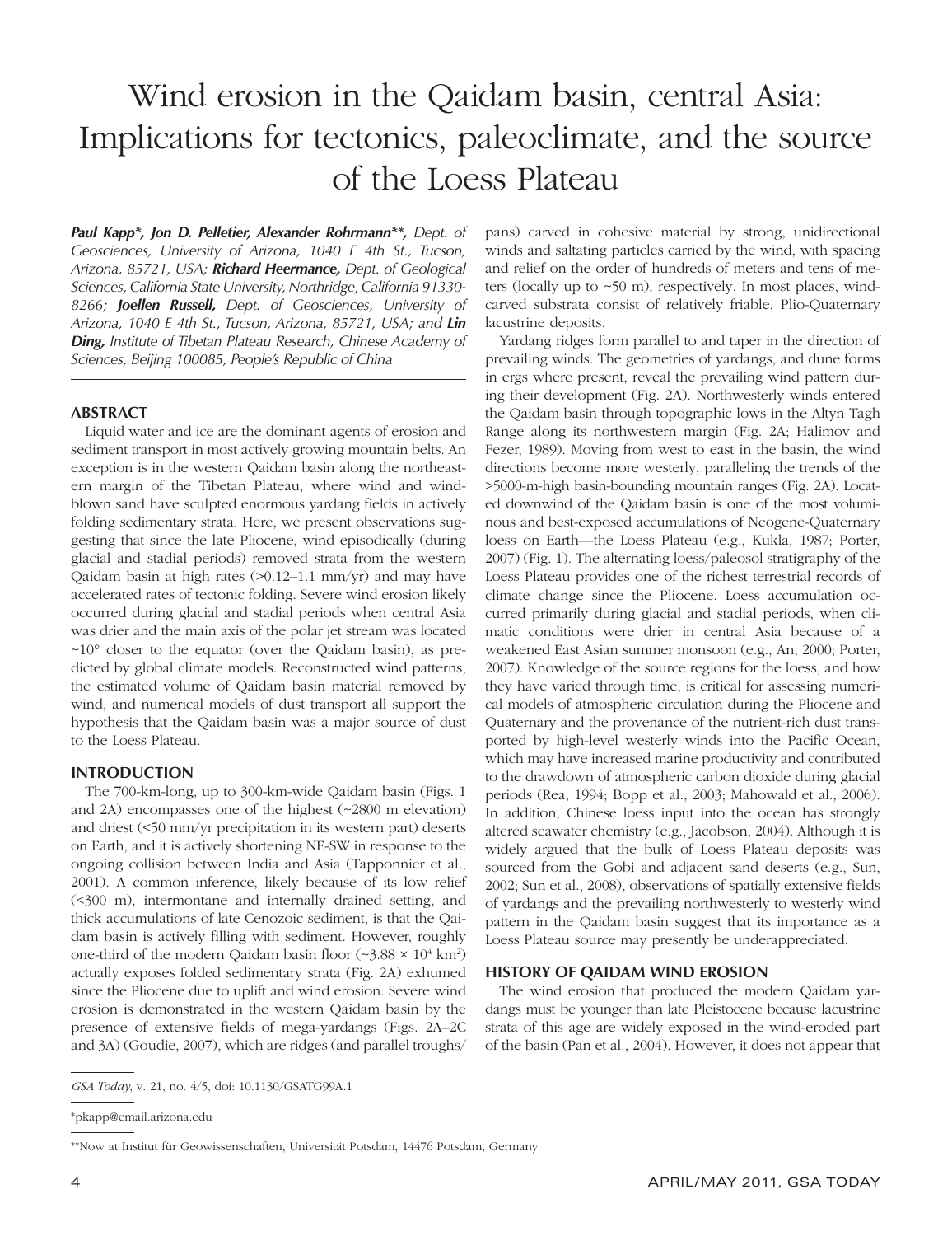# Wind erosion in the Qaidam basin, central Asia: Implications for tectonics, paleoclimate, and the source of the Loess Plateau

***Paul Kapp\*, Jon D. Pelletier, Alexander Rohrmann\*\****, *Dept. of Geosciences, University of Arizona, 1040 E 4th St., Tucson, Arizona, 85721, USA;* ***Richard Heermance,*** *Dept. of Geological Sciences, California State University, Northridge, California 91330-8266;* ***Joellen Russell,*** *Dept. of Geosciences, University of Arizona, 1040 E 4th St., Tucson, Arizona, 85721, USA; and* ***Lin Ding,*** *Institute of Tibetan Plateau Research, Chinese Academy of Sciences, Beijing 100085, People's Republic of China*

## ABSTRACT

Liquid water and ice are the dominant agents of erosion and sediment transport in most actively growing mountain belts. An exception is in the western Qaidam basin along the northeastern margin of the Tibetan Plateau, where wind and wind-blown sand have sculpted enormous yardang fields in actively folding sedimentary strata. Here, we present observations suggesting that since the late Pliocene, wind episodically (during glacial and stadial periods) removed strata from the western Qaidam basin at high rates (>0.12–1.1 mm/yr) and may have accelerated rates of tectonic folding. Severe wind erosion likely occurred during glacial and stadial periods when central Asia was drier and the main axis of the polar jet stream was located ~10° closer to the equator (over the Qaidam basin), as predicted by global climate models. Reconstructed wind patterns, the estimated volume of Qaidam basin material removed by wind, and numerical models of dust transport all support the hypothesis that the Qaidam basin was a major source of dust to the Loess Plateau.

## INTRODUCTION

The 700-km-long, up to 300-km-wide Qaidam basin (Figs. 1 and 2A) encompasses one of the highest (~2800 m elevation) and driest (<50 mm/yr precipitation in its western part) deserts on Earth, and it is actively shortening NE-SW in response to the ongoing collision between India and Asia (Tapponnier et al., 2001). A common inference, likely because of its low relief (<300 m), intermontane and internally drained setting, and thick accumulations of late Cenozoic sediment, is that the Qaidam basin is actively filling with sediment. However, roughly one-third of the modern Qaidam basin floor (~$3.88 \times 10^4$ km$^2$) actually exposes folded sedimentary strata (Fig. 2A) exhumed since the Pliocene due to uplift and wind erosion. Severe wind erosion is demonstrated in the western Qaidam basin by the presence of extensive fields of mega-yardangs (Figs. 2A–2C and 3A) (Goudie, 2007), which are ridges (and parallel troughs/pans) carved in cohesive material by strong, unidirectional winds and saltating particles carried by the wind, with spacing and relief on the order of hundreds of meters and tens of meters (locally up to ~50 m), respectively. In most places, wind-carved substrata consist of relatively friable, Plio-Quaternary lacustrine deposits.

Yardang ridges form parallel to and taper in the direction of prevailing winds. The geometries of yardangs, and dune forms in ergs where present, reveal the prevailing wind pattern during their development (Fig. 2A). Northwesterly winds entered the Qaidam basin through topographic lows in the Altyn Tagh Range along its northwestern margin (Fig. 2A; Halimov and Fezer, 1989). Moving from west to east in the basin, the wind directions become more westerly, paralleling the trends of the >5000-m-high basin-bounding mountain ranges (Fig. 2A). Located downwind of the Qaidam basin is one of the most voluminous and best-exposed accumulations of Neogene-Quaternary loess on Earth—the Loess Plateau (e.g., Kukla, 1987; Porter, 2007) (Fig. 1). The alternating loess/paleosol stratigraphy of the Loess Plateau provides one of the richest terrestrial records of climate change since the Pliocene. Loess accumulation occurred primarily during glacial and stadial periods, when climatic conditions were drier in central Asia because of a weakened East Asian summer monsoon (e.g., An, 2000; Porter, 2007). Knowledge of the source regions for the loess, and how they have varied through time, is critical for assessing numerical models of atmospheric circulation during the Pliocene and Quaternary and the provenance of the nutrient-rich dust transported by high-level westerly winds into the Pacific Ocean, which may have increased marine productivity and contributed to the drawdown of atmospheric carbon dioxide during glacial periods (Rea, 1994; Bopp et al., 2003; Mahowald et al., 2006). In addition, Chinese loess input into the ocean has strongly altered seawater chemistry (e.g., Jacobson, 2004). Although it is widely argued that the bulk of Loess Plateau deposits was sourced from the Gobi and adjacent sand deserts (e.g., Sun, 2002; Sun et al., 2008), observations of spatially extensive fields of yardangs and the prevailing northwesterly to westerly wind pattern in the Qaidam basin suggest that its importance as a Loess Plateau source may presently be underappreciated.

## HISTORY OF QAIDAM WIND EROSION

The wind erosion that produced the modern Qaidam yardangs must be younger than late Pleistocene because lacustrine strata of this age are widely exposed in the wind-eroded part of the basin (Pan et al., 2004). However, it does not appear that

---

*GSA Today*, v. 21, no. 4/5, doi: 10.1130/GSATG99A.1

\*pkapp@email.arizona.edu

\*\*Now at Institut für Geowissenschaften, Universität Potsdam, 14476 Potsdam, Germany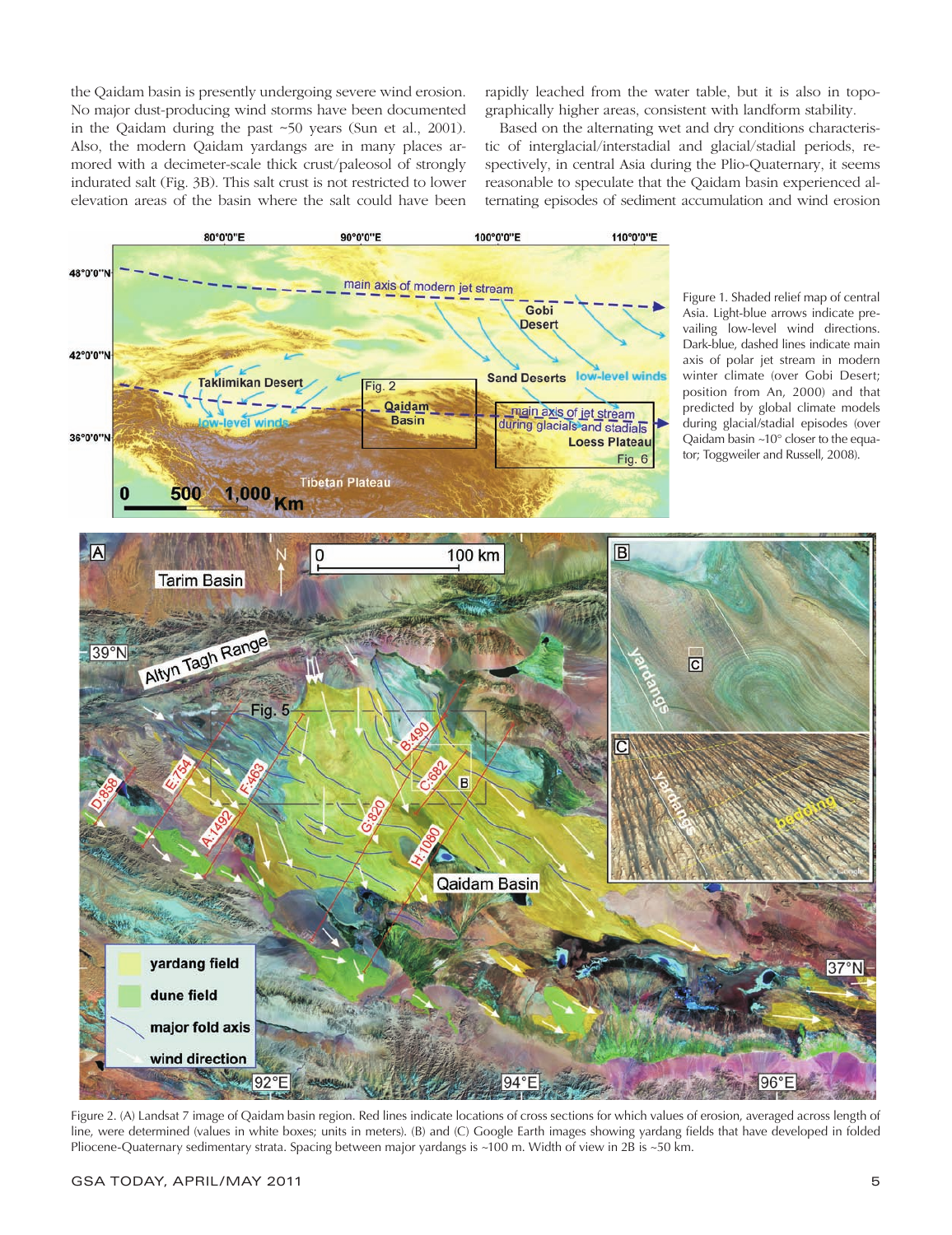the Qaidam basin is presently undergoing severe wind erosion. No major dust-producing wind storms have been documented in the Qaidam during the past ~50 years (Sun et al., 2001). Also, the modern Qaidam yardangs are in many places armored with a decimeter-scale thick crust/paleosol of strongly indurated salt (Fig. 3B). This salt crust is not restricted to lower elevation areas of the basin where the salt could have been rapidly leached from the water table, but it is also in topographically higher areas, consistent with landform stability.

Based on the alternating wet and dry conditions characteristic of interglacial/interstadial and glacial/stadial periods, respectively, in central Asia during the Plio-Quaternary, it seems reasonable to speculate that the Qaidam basin experienced alternating episodes of sediment accumulation and wind erosion

Figure 1. Shaded relief map of central Asia. Light-blue arrows indicate prevailing low-level wind directions. Dark-blue, dashed lines indicate main axis of polar jet stream in modern winter climate (over Gobi Desert; position from An, 2000) and that predicted by global climate models during glacial/stadial episodes (over Qaidam basin ~10° closer to the equator; Toggweiler and Russell, 2008).

Figure 2. (A) Landsat 7 image of Qaidam basin region. Red lines indicate locations of cross sections for which values of erosion, averaged across length of line, were determined (values in white boxes; units in meters). (B) and (C) Google Earth images showing yardang fields that have developed in folded Pliocene-Quaternary sedimentary strata. Spacing between major yardangs is ~100 m. Width of view in 2B is ~50 km.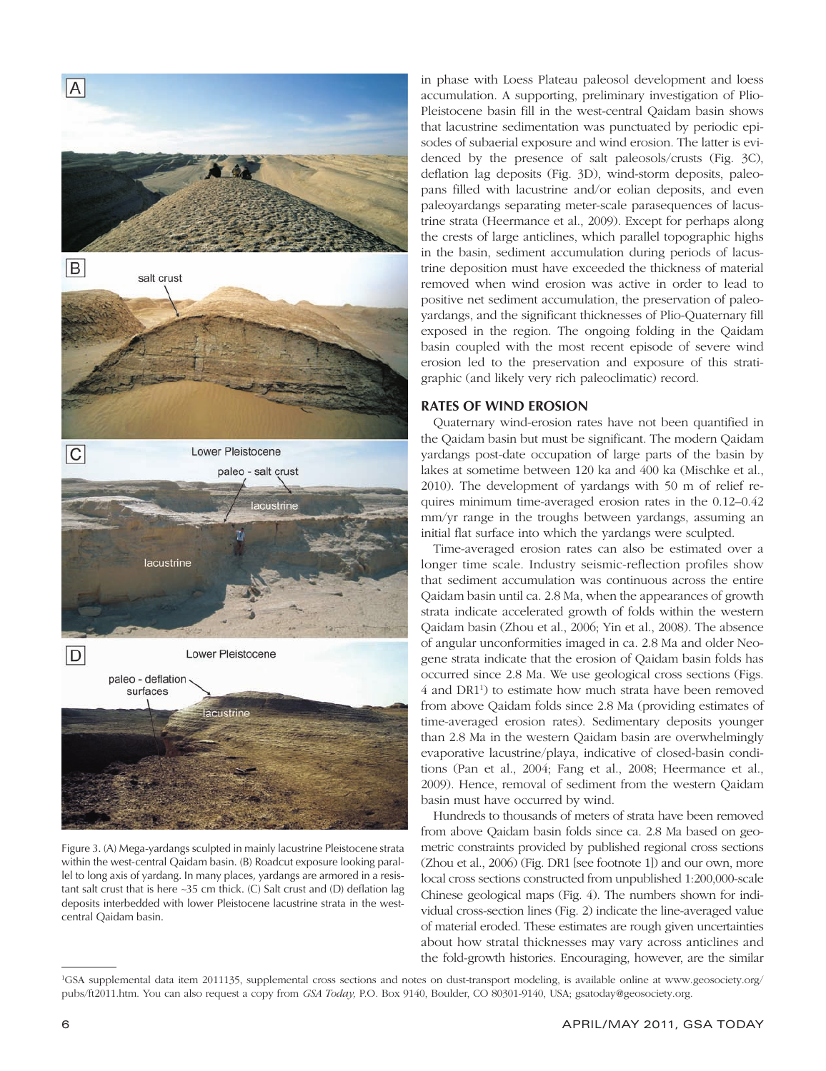Figure 3. (A) Mega-yardangs sculpted in mainly lacustrine Pleistocene strata within the west-central Qaidam basin. (B) Roadcut exposure looking parallel to long axis of yardang. In many places, yardangs are armored in a resistant salt crust that is here ~35 cm thick. (C) Salt crust and (D) deflation lag deposits interbedded with lower Pleistocene lacustrine strata in the west-central Qaidam basin.

in phase with Loess Plateau paleosol development and loess accumulation. A supporting, preliminary investigation of Plio-Pleistocene basin fill in the west-central Qaidam basin shows that lacustrine sedimentation was punctuated by periodic episodes of subaerial exposure and wind erosion. The latter is evidenced by the presence of salt paleosols/crusts (Fig. 3C), deflation lag deposits (Fig. 3D), wind-storm deposits, paleopans filled with lacustrine and/or eolian deposits, and even paleoyardangs separating meter-scale parasequences of lacustrine strata (Heermance et al., 2009). Except for perhaps along the crests of large anticlines, which parallel topographic highs in the basin, sediment accumulation during periods of lacustrine deposition must have exceeded the thickness of material removed when wind erosion was active in order to lead to positive net sediment accumulation, the preservation of paleoyardangs, and the significant thicknesses of Plio-Quaternary fill exposed in the region. The ongoing folding in the Qaidam basin coupled with the most recent episode of severe wind erosion led to the preservation and exposure of this stratigraphic (and likely very rich paleoclimatic) record.

## RATES OF WIND EROSION

Quaternary wind-erosion rates have not been quantified in the Qaidam basin but must be significant. The modern Qaidam yardangs post-date occupation of large parts of the basin by lakes at sometime between 120 ka and 400 ka (Mischke et al., 2010). The development of yardangs with 50 m of relief requires minimum time-averaged erosion rates in the 0.12–0.42 mm/yr range in the troughs between yardangs, assuming an initial flat surface into which the yardangs were sculpted.

Time-averaged erosion rates can also be estimated over a longer time scale. Industry seismic-reflection profiles show that sediment accumulation was continuous across the entire Qaidam basin until ca. 2.8 Ma, when the appearances of growth strata indicate accelerated growth of folds within the western Qaidam basin (Zhou et al., 2006; Yin et al., 2008). The absence of angular unconformities imaged in ca. 2.8 Ma and older Neogene strata indicate that the erosion of Qaidam basin folds has occurred since 2.8 Ma. We use geological cross sections (Figs. 4 and DR1[1]) to estimate how much strata have been removed from above Qaidam folds since 2.8 Ma (providing estimates of time-averaged erosion rates). Sedimentary deposits younger than 2.8 Ma in the western Qaidam basin are overwhelmingly evaporative lacustrine/playa, indicative of closed-basin conditions (Pan et al., 2004; Fang et al., 2008; Heermance et al., 2009). Hence, removal of sediment from the western Qaidam basin must have occurred by wind.

Hundreds to thousands of meters of strata have been removed from above Qaidam basin folds since ca. 2.8 Ma based on geometric constraints provided by published regional cross sections (Zhou et al., 2006) (Fig. DR1 [see footnote 1]) and our own, more local cross sections constructed from unpublished 1:200,000-scale Chinese geological maps (Fig. 4). The numbers shown for individual cross-section lines (Fig. 2) indicate the line-averaged value of material eroded. These estimates are rough given uncertainties about how stratal thicknesses may vary across anticlines and the fold-growth histories. Encouraging, however, are the similar

[1]GSA supplemental data item 2011135, supplemental cross sections and notes on dust-transport modeling, is available online at www.geosociety.org/pubs/ft2011.htm. You can also request a copy from *GSA Today,* P.O. Box 9140, Boulder, CO 80301-9140, USA; gsatoday@geosociety.org.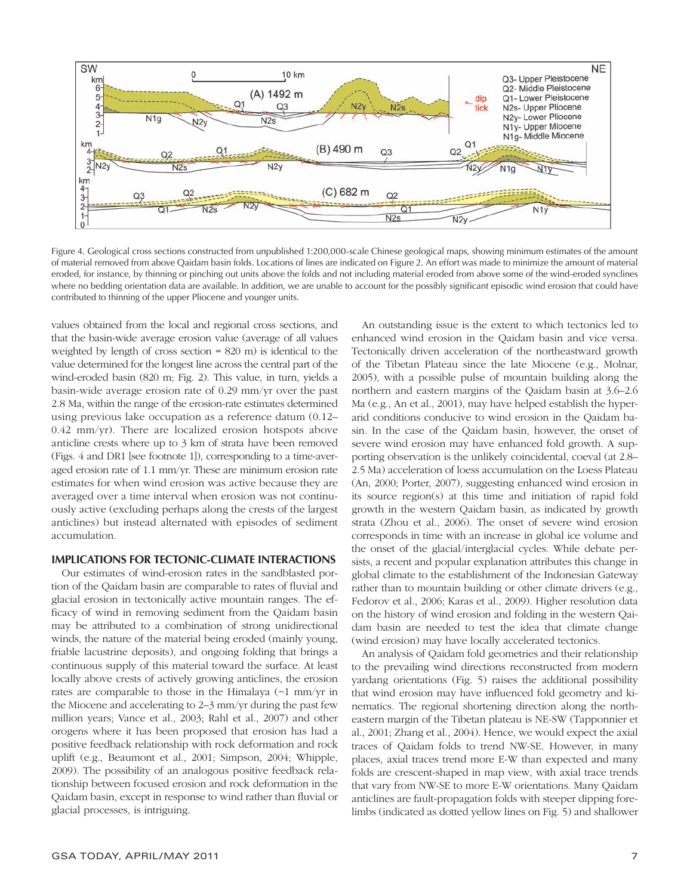Figure 4. Geological cross sections constructed from unpublished 1:200,000-scale Chinese geological maps, showing minimum estimates of the amount of material removed from above Qaidam basin folds. Locations of lines are indicated on Figure 2. An effort was made to minimize the amount of material eroded, for instance, by thinning or pinching out units above the folds and not including material eroded from above some of the wind-eroded synclines where no bedding orientation data are available. In addition, we are unable to account for the possibly significant episodic wind erosion that could have contributed to thinning of the upper Pliocene and younger units.

values obtained from the local and regional cross sections, and that the basin-wide average erosion value (average of all values weighted by length of cross section = 820 m) is identical to the value determined for the longest line across the central part of the wind-eroded basin (820 m; Fig. 2). This value, in turn, yields a basin-wide average erosion rate of 0.29 mm/yr over the past 2.8 Ma, within the range of the erosion-rate estimates determined using previous lake occupation as a reference datum (0.12–0.42 mm/yr). There are localized erosion hotspots above anticline crests where up to 3 km of strata have been removed (Figs. 4 and DR1 [see footnote 1]), corresponding to a time-averaged erosion rate of 1.1 mm/yr. These are minimum erosion rate estimates for when wind erosion was active because they are averaged over a time interval when erosion was not continuously active (excluding perhaps along the crests of the largest anticlines) but instead alternated with episodes of sediment accumulation.

## IMPLICATIONS FOR TECTONIC-CLIMATE INTERACTIONS

Our estimates of wind-erosion rates in the sandblasted portion of the Qaidam basin are comparable to rates of fluvial and glacial erosion in tectonically active mountain ranges. The efficacy of wind in removing sediment from the Qaidam basin may be attributed to a combination of strong unidirectional winds, the nature of the material being eroded (mainly young, friable lacustrine deposits), and ongoing folding that brings a continuous supply of this material toward the surface. At least locally above crests of actively growing anticlines, the erosion rates are comparable to those in the Himalaya (~1 mm/yr in the Miocene and accelerating to 2–3 mm/yr during the past few million years; Vance et al., 2003; Rahl et al., 2007) and other orogens where it has been proposed that erosion has had a positive feedback relationship with rock deformation and rock uplift (e.g., Beaumont et al., 2001; Simpson, 2004; Whipple, 2009). The possibility of an analogous positive feedback relationship between focused erosion and rock deformation in the Qaidam basin, except in response to wind rather than fluvial or glacial processes, is intriguing.

An outstanding issue is the extent to which tectonics led to enhanced wind erosion in the Qaidam basin and vice versa. Tectonically driven acceleration of the northeastward growth of the Tibetan Plateau since the late Miocene (e.g., Molnar, 2005), with a possible pulse of mountain building along the northern and eastern margins of the Qaidam basin at 3.6–2.6 Ma (e.g., An et al., 2001), may have helped establish the hyper-arid conditions conducive to wind erosion in the Qaidam basin. In the case of the Qaidam basin, however, the onset of severe wind erosion may have enhanced fold growth. A supporting observation is the unlikely coincidental, coeval (at 2.8–2.5 Ma) acceleration of loess accumulation on the Loess Plateau (An, 2000; Porter, 2007), suggesting enhanced wind erosion in its source region(s) at this time and initiation of rapid fold growth in the western Qaidam basin, as indicated by growth strata (Zhou et al., 2006). The onset of severe wind erosion corresponds in time with an increase in global ice volume and the onset of the glacial/interglacial cycles. While debate persists, a recent and popular explanation attributes this change in global climate to the establishment of the Indonesian Gateway rather than to mountain building or other climate drivers (e.g., Fedorov et al., 2006; Karas et al., 2009). Higher resolution data on the history of wind erosion and folding in the western Qaidam basin are needed to test the idea that climate change (wind erosion) may have locally accelerated tectonics.

An analysis of Qaidam fold geometries and their relationship to the prevailing wind directions reconstructed from modern yardang orientations (Fig. 5) raises the additional possibility that wind erosion may have influenced fold geometry and kinematics. The regional shortening direction along the northeastern margin of the Tibetan plateau is NE-SW (Tapponnier et al., 2001; Zhang et al., 2004). Hence, we would expect the axial traces of Qaidam folds to trend NW-SE. However, in many places, axial traces trend more E-W than expected and many folds are crescent-shaped in map view, with axial trace trends that vary from NW-SE to more E-W orientations. Many Qaidam anticlines are fault-propagation folds with steeper dipping forelimbs (indicated as dotted yellow lines on Fig. 5) and shallower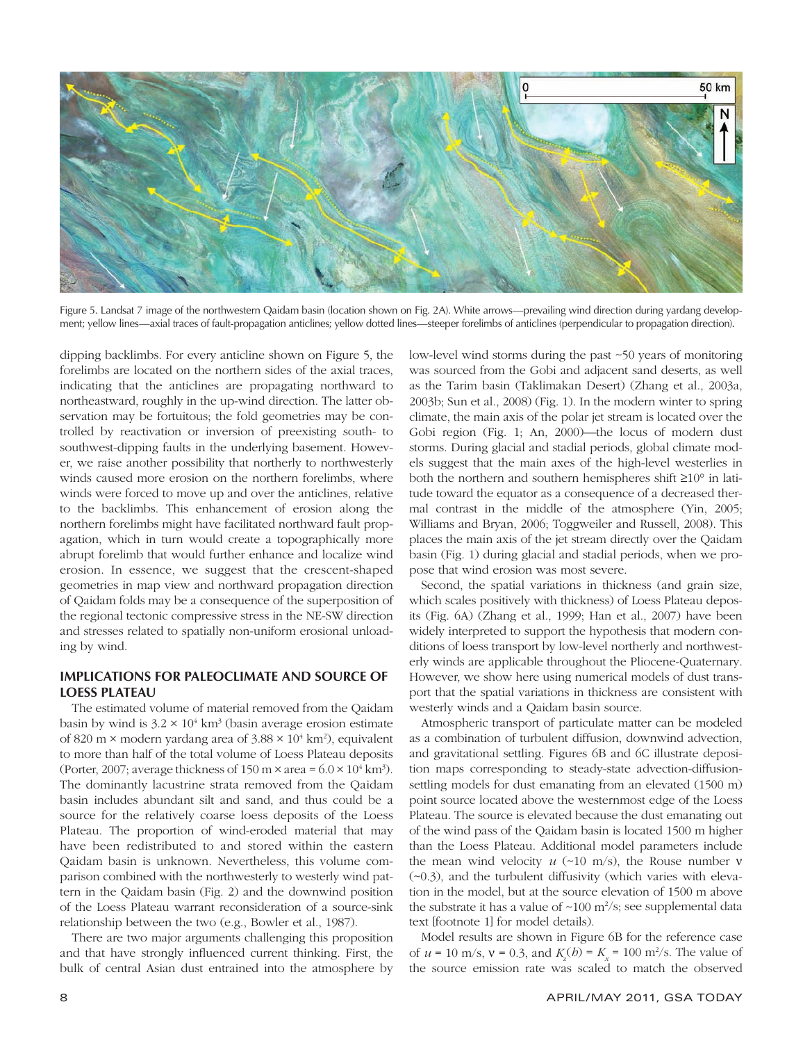Figure 5. Landsat 7 image of the northwestern Qaidam basin (location shown on Fig. 2A). White arrows—prevailing wind direction during yardang development; yellow lines—axial traces of fault-propagation anticlines; yellow dotted lines—steeper forelimbs of anticlines (perpendicular to propagation direction).

dipping backlimbs. For every anticline shown on Figure 5, the forelimbs are located on the northern sides of the axial traces, indicating that the anticlines are propagating northward to northeastward, roughly in the up-wind direction. The latter observation may be fortuitous; the fold geometries may be controlled by reactivation or inversion of preexisting south- to southwest-dipping faults in the underlying basement. However, we raise another possibility that northerly to northwesterly winds caused more erosion on the northern forelimbs, where winds were forced to move up and over the anticlines, relative to the backlimbs. This enhancement of erosion along the northern forelimbs might have facilitated northward fault propagation, which in turn would create a topographically more abrupt forelimb that would further enhance and localize wind erosion. In essence, we suggest that the crescent-shaped geometries in map view and northward propagation direction of Qaidam folds may be a consequence of the superposition of the regional tectonic compressive stress in the NE-SW direction and stresses related to spatially non-uniform erosional unloading by wind.

## IMPLICATIONS FOR PALEOCLIMATE AND SOURCE OF LOESS PLATEAU

The estimated volume of material removed from the Qaidam basin by wind is $3.2 \times 10^4$ km$^3$ (basin average erosion estimate of 820 m × modern yardang area of $3.88 \times 10^4$ km$^2$), equivalent to more than half of the total volume of Loess Plateau deposits (Porter, 2007; average thickness of 150 m × area = $6.0 \times 10^4$ km$^3$). The dominantly lacustrine strata removed from the Qaidam basin includes abundant silt and sand, and thus could be a source for the relatively coarse loess deposits of the Loess Plateau. The proportion of wind-eroded material that may have been redistributed to and stored within the eastern Qaidam basin is unknown. Nevertheless, this volume comparison combined with the northwesterly to westerly wind pattern in the Qaidam basin (Fig. 2) and the downwind position of the Loess Plateau warrant reconsideration of a source-sink relationship between the two (e.g., Bowler et al., 1987).

There are two major arguments challenging this proposition and that have strongly influenced current thinking. First, the bulk of central Asian dust entrained into the atmosphere by low-level wind storms during the past ~50 years of monitoring was sourced from the Gobi and adjacent sand deserts, as well as the Tarim basin (Taklimakan Desert) (Zhang et al., 2003a, 2003b; Sun et al., 2008) (Fig. 1). In the modern winter to spring climate, the main axis of the polar jet stream is located over the Gobi region (Fig. 1; An, 2000)—the locus of modern dust storms. During glacial and stadial periods, global climate models suggest that the main axes of the high-level westerlies in both the northern and southern hemispheres shift ≥10° in latitude toward the equator as a consequence of a decreased thermal contrast in the middle of the atmosphere (Yin, 2005; Williams and Bryan, 2006; Toggweiler and Russell, 2008). This places the main axis of the jet stream directly over the Qaidam basin (Fig. 1) during glacial and stadial periods, when we propose that wind erosion was most severe.

Second, the spatial variations in thickness (and grain size, which scales positively with thickness) of Loess Plateau deposits (Fig. 6A) (Zhang et al., 1999; Han et al., 2007) have been widely interpreted to support the hypothesis that modern conditions of loess transport by low-level northerly and northwesterly winds are applicable throughout the Pliocene-Quaternary. However, we show here using numerical models of dust transport that the spatial variations in thickness are consistent with westerly winds and a Qaidam basin source.

Atmospheric transport of particulate matter can be modeled as a combination of turbulent diffusion, downwind advection, and gravitational settling. Figures 6B and 6C illustrate deposition maps corresponding to steady-state advection-diffusion-settling models for dust emanating from an elevated (1500 m) point source located above the westernmost edge of the Loess Plateau. The source is elevated because the dust emanating out of the wind pass of the Qaidam basin is located 1500 m higher than the Loess Plateau. Additional model parameters include the mean wind velocity $u$ (~10 m/s), the Rouse number $\nu$ (~0.3), and the turbulent diffusivity (which varies with elevation in the model, but at the source elevation of 1500 m above the substrate it has a value of ~100 m$^2$/s; see supplemental data text [footnote 1] for model details).

Model results are shown in Figure 6B for the reference case of $u$ = 10 m/s, $\nu$ = 0.3, and $K_z(h) = K_x$ = 100 m$^2$/s. The value of the source emission rate was scaled to match the observed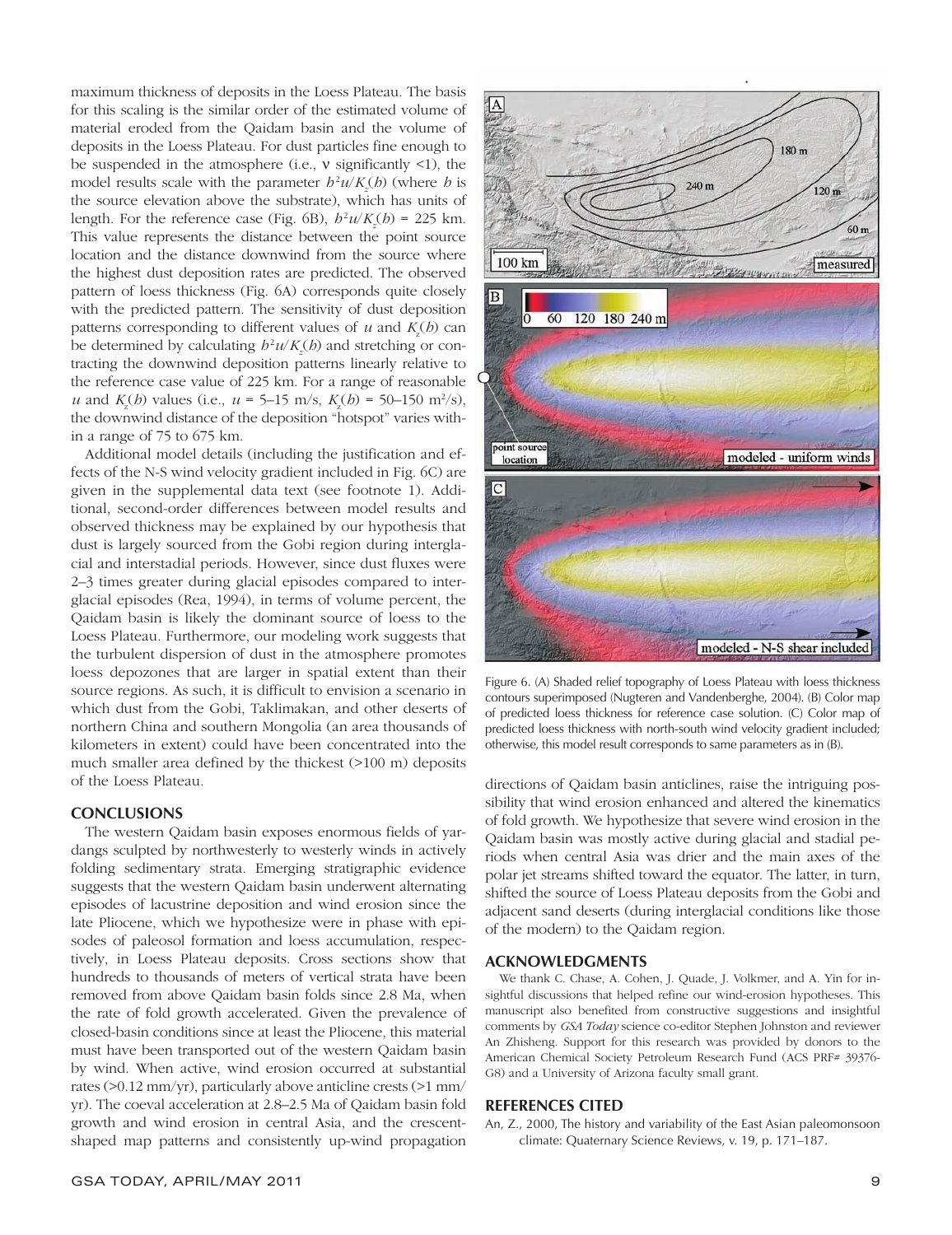maximum thickness of deposits in the Loess Plateau. The basis for this scaling is the similar order of the estimated volume of material eroded from the Qaidam basin and the volume of deposits in the Loess Plateau. For dust particles fine enough to be suspended in the atmosphere (i.e., $\nu$ significantly <1), the model results scale with the parameter $h^2u/K_z(h)$ (where $h$ is the source elevation above the substrate), which has units of length. For the reference case (Fig. 6B), $h^2u/K_z(h)$ = 225 km. This value represents the distance between the point source location and the distance downwind from the source where the highest dust deposition rates are predicted. The observed pattern of loess thickness (Fig. 6A) corresponds quite closely with the predicted pattern. The sensitivity of dust deposition patterns corresponding to different values of $u$ and $K_z(h)$ can be determined by calculating $h^2u/K_z(h)$ and stretching or contracting the downwind deposition patterns linearly relative to the reference case value of 225 km. For a range of reasonable $u$ and $K_z(h)$ values (i.e., $u$ = 5–15 m/s, $K_z(h)$ = 50–150 m$^2$/s), the downwind distance of the deposition "hotspot" varies within a range of 75 to 675 km.

Additional model details (including the justification and effects of the N-S wind velocity gradient included in Fig. 6C) are given in the supplemental data text (see footnote 1). Additional, second-order differences between model results and observed thickness may be explained by our hypothesis that dust is largely sourced from the Gobi region during interglacial and interstadial periods. However, since dust fluxes were 2–3 times greater during glacial episodes compared to interglacial episodes (Rea, 1994), in terms of volume percent, the Qaidam basin is likely the dominant source of loess to the Loess Plateau. Furthermore, our modeling work suggests that the turbulent dispersion of dust in the atmosphere promotes loess depozones that are larger in spatial extent than their source regions. As such, it is difficult to envision a scenario in which dust from the Gobi, Taklimakan, and other deserts of northern China and southern Mongolia (an area thousands of kilometers in extent) could have been concentrated into the much smaller area defined by the thickest (>100 m) deposits of the Loess Plateau.

## CONCLUSIONS

The western Qaidam basin exposes enormous fields of yardangs sculpted by northwesterly to westerly winds in actively folding sedimentary strata. Emerging stratigraphic evidence suggests that the western Qaidam basin underwent alternating episodes of lacustrine deposition and wind erosion since the late Pliocene, which we hypothesize were in phase with episodes of paleosol formation and loess accumulation, respectively, in Loess Plateau deposits. Cross sections show that hundreds to thousands of meters of vertical strata have been removed from above Qaidam basin folds since 2.8 Ma, when the rate of fold growth accelerated. Given the prevalence of closed-basin conditions since at least the Pliocene, this material must have been transported out of the western Qaidam basin by wind. When active, wind erosion occurred at substantial rates (>0.12 mm/yr), particularly above anticline crests (>1 mm/yr). The coeval acceleration at 2.8–2.5 Ma of Qaidam basin fold growth and wind erosion in central Asia, and the crescent-shaped map patterns and consistently up-wind propagation directions of Qaidam basin anticlines, raise the intriguing possibility that wind erosion enhanced and altered the kinematics of fold growth. We hypothesize that severe wind erosion in the Qaidam basin was mostly active during glacial and stadial periods when central Asia was drier and the main axes of the polar jet streams shifted toward the equator. The latter, in turn, shifted the source of Loess Plateau deposits from the Gobi and adjacent sand deserts (during interglacial conditions like those of the modern) to the Qaidam region.

Figure 6. (A) Shaded relief topography of Loess Plateau with loess thickness contours superimposed (Nugteren and Vandenberghe, 2004). (B) Color map of predicted loess thickness for reference case solution. (C) Color map of predicted loess thickness with north-south wind velocity gradient included; otherwise, this model result corresponds to same parameters as in (B).

## ACKNOWLEDGMENTS

We thank C. Chase, A. Cohen, J. Quade, J. Volkmer, and A. Yin for insightful discussions that helped refine our wind-erosion hypotheses. This manuscript also benefited from constructive suggestions and insightful comments by *GSA Today* science co-editor Stephen Johnston and reviewer An Zhisheng. Support for this research was provided by donors to the American Chemical Society Petroleum Research Fund (ACS PRF# 39376-G8) and a University of Arizona faculty small grant.

## REFERENCES CITED

An, Z., 2000, The history and variability of the East Asian paleomonsoon climate: Quaternary Science Reviews, v. 19, p. 171–187.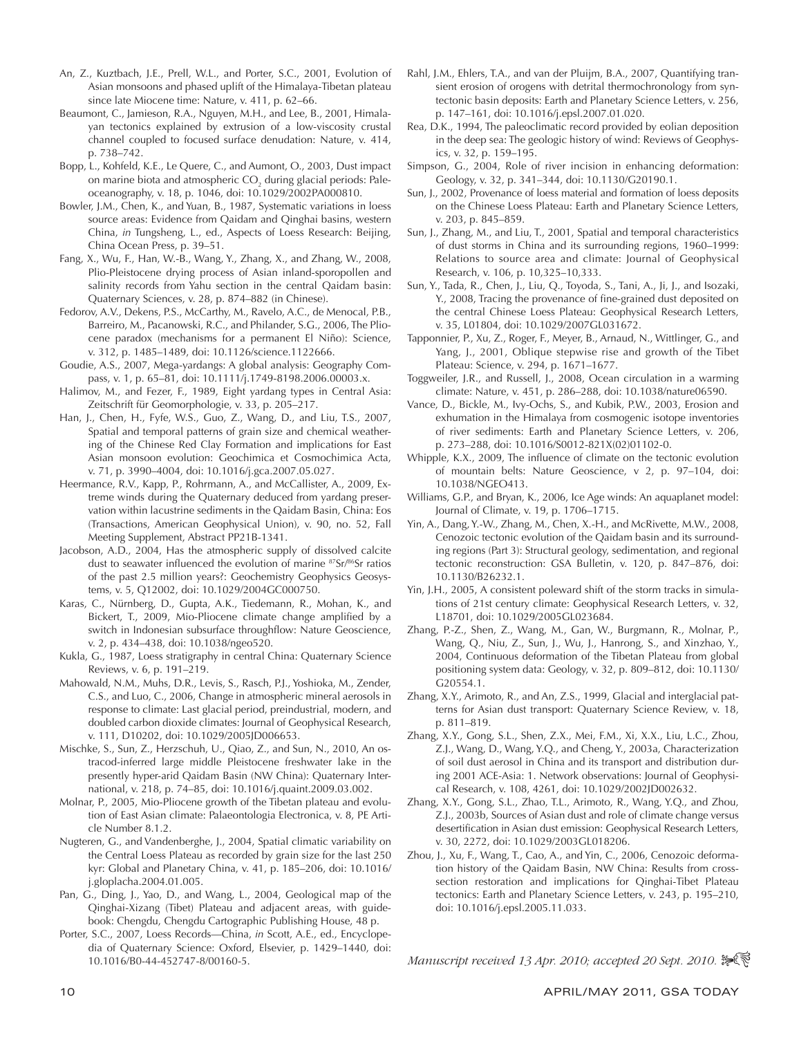An, Z., Kuztbach, J.E., Prell, W.L., and Porter, S.C., 2001, Evolution of Asian monsoons and phased uplift of the Himalaya-Tibetan plateau since late Miocene time: Nature, v. 411, p. 62–66.

Beaumont, C., Jamieson, R.A., Nguyen, M.H., and Lee, B., 2001, Himalayan tectonics explained by extrusion of a low-viscosity crustal channel coupled to focused surface denudation: Nature, v. 414, p. 738–742.

Bopp, L., Kohfeld, K.E., Le Quere, C., and Aumont, O., 2003, Dust impact on marine biota and atmospheric $CO_2$ during glacial periods: Paleoceanography, v. 18, p. 1046, doi: 10.1029/2002PA000810.

Bowler, J.M., Chen, K., and Yuan, B., 1987, Systematic variations in loess source areas: Evidence from Qaidam and Qinghai basins, western China, *in* Tungsheng, L., ed., Aspects of Loess Research: Beijing, China Ocean Press, p. 39–51.

Fang, X., Wu, F., Han, W.-B., Wang, Y., Zhang, X., and Zhang, W., 2008, Plio-Pleistocene drying process of Asian inland-sporopollen and salinity records from Yahu section in the central Qaidam basin: Quaternary Sciences, v. 28, p. 874–882 (in Chinese).

Fedorov, A.V., Dekens, P.S., McCarthy, M., Ravelo, A.C., de Menocal, P.B., Barreiro, M., Pacanowski, R.C., and Philander, S.G., 2006, The Pliocene paradox (mechanisms for a permanent El Niño): Science, v. 312, p. 1485–1489, doi: 10.1126/science.1122666.

Goudie, A.S., 2007, Mega-yardangs: A global analysis: Geography Compass, v. 1, p. 65–81, doi: 10.1111/j.1749-8198.2006.00003.x.

Halimov, M., and Fezer, F., 1989, Eight yardang types in Central Asia: Zeitschrift für Geomorphologie, v. 33, p. 205–217.

Han, J., Chen, H., Fyfe, W.S., Guo, Z., Wang, D., and Liu, T.S., 2007, Spatial and temporal patterns of grain size and chemical weathering of the Chinese Red Clay Formation and implications for East Asian monsoon evolution: Geochimica et Cosmochimica Acta, v. 71, p. 3990–4004, doi: 10.1016/j.gca.2007.05.027.

Heermance, R.V., Kapp, P., Rohrmann, A., and McCallister, A., 2009, Extreme winds during the Quaternary deduced from yardang preservation within lacustrine sediments in the Qaidam Basin, China: Eos (Transactions, American Geophysical Union), v. 90, no. 52, Fall Meeting Supplement, Abstract PP21B-1341.

Jacobson, A.D., 2004, Has the atmospheric supply of dissolved calcite dust to seawater influenced the evolution of marine $^{87}Sr/^{86}Sr$ ratios of the past 2.5 million years?: Geochemistry Geophysics Geosystems, v. 5, Q12002, doi: 10.1029/2004GC000750.

Karas, C., Nürnberg, D., Gupta, A.K., Tiedemann, R., Mohan, K., and Bickert, T., 2009, Mio-Pliocene climate change amplified by a switch in Indonesian subsurface throughflow: Nature Geoscience, v. 2, p. 434–438, doi: 10.1038/ngeo520.

Kukla, G., 1987, Loess stratigraphy in central China: Quaternary Science Reviews, v. 6, p. 191–219.

Mahowald, N.M., Muhs, D.R., Levis, S., Rasch, P.J., Yoshioka, M., Zender, C.S., and Luo, C., 2006, Change in atmospheric mineral aerosols in response to climate: Last glacial period, preindustrial, modern, and doubled carbon dioxide climates: Journal of Geophysical Research, v. 111, D10202, doi: 10.1029/2005JD006653.

Mischke, S., Sun, Z., Herzschuh, U., Qiao, Z., and Sun, N., 2010, An ostracod-inferred large middle Pleistocene freshwater lake in the presently hyper-arid Qaidam Basin (NW China): Quaternary International, v. 218, p. 74–85, doi: 10.1016/j.quaint.2009.03.002.

Molnar, P., 2005, Mio-Pliocene growth of the Tibetan plateau and evolution of East Asian climate: Palaeontologia Electronica, v. 8, PE Article Number 8.1.2.

Nugteren, G., and Vandenberghe, J., 2004, Spatial climatic variability on the Central Loess Plateau as recorded by grain size for the last 250 kyr: Global and Planetary China, v. 41, p. 185–206, doi: 10.1016/j.gloplacha.2004.01.005.

Pan, G., Ding, J., Yao, D., and Wang, L., 2004, Geological map of the Qinghai-Xizang (Tibet) Plateau and adjacent areas, with guidebook: Chengdu, Chengdu Cartographic Publishing House, 48 p.

Porter, S.C., 2007, Loess Records—China, *in* Scott, A.E., ed., Encyclopedia of Quaternary Science: Oxford, Elsevier, p. 1429–1440, doi: 10.1016/B0-44-452747-8/00160-5.

Rahl, J.M., Ehlers, T.A., and van der Pluijm, B.A., 2007, Quantifying transient erosion of orogens with detrital thermochronology from syntectonic basin deposits: Earth and Planetary Science Letters, v. 256, p. 147–161, doi: 10.1016/j.epsl.2007.01.020.

Rea, D.K., 1994, The paleoclimatic record provided by eolian deposition in the deep sea: The geologic history of wind: Reviews of Geophysics, v. 32, p. 159–195.

Simpson, G., 2004, Role of river incision in enhancing deformation: Geology, v. 32, p. 341–344, doi: 10.1130/G20190.1.

Sun, J., 2002, Provenance of loess material and formation of loess deposits on the Chinese Loess Plateau: Earth and Planetary Science Letters, v. 203, p. 845–859.

Sun, J., Zhang, M., and Liu, T., 2001, Spatial and temporal characteristics of dust storms in China and its surrounding regions, 1960–1999: Relations to source area and climate: Journal of Geophysical Research, v. 106, p. 10,325–10,333.

Sun, Y., Tada, R., Chen, J., Liu, Q., Toyoda, S., Tani, A., Ji, J., and Isozaki, Y., 2008, Tracing the provenance of fine-grained dust deposited on the central Chinese Loess Plateau: Geophysical Research Letters, v. 35, L01804, doi: 10.1029/2007GL031672.

Tapponnier, P., Xu, Z., Roger, F., Meyer, B., Arnaud, N., Wittlinger, G., and Yang, J., 2001, Oblique stepwise rise and growth of the Tibet Plateau: Science, v. 294, p. 1671–1677.

Toggweiler, J.R., and Russell, J., 2008, Ocean circulation in a warming climate: Nature, v. 451, p. 286–288, doi: 10.1038/nature06590.

Vance, D., Bickle, M., Ivy-Ochs, S., and Kubik, P.W., 2003, Erosion and exhumation in the Himalaya from cosmogenic isotope inventories of river sediments: Earth and Planetary Science Letters, v. 206, p. 273–288, doi: 10.1016/S0012-821X(02)01102-0.

Whipple, K.X., 2009, The influence of climate on the tectonic evolution of mountain belts: Nature Geoscience, v 2, p. 97–104, doi: 10.1038/NGEO413.

Williams, G.P., and Bryan, K., 2006, Ice Age winds: An aquaplanet model: Journal of Climate, v. 19, p. 1706–1715.

Yin, A., Dang, Y.-W., Zhang, M., Chen, X.-H., and McRivette, M.W., 2008, Cenozoic tectonic evolution of the Qaidam basin and its surrounding regions (Part 3): Structural geology, sedimentation, and regional tectonic reconstruction: GSA Bulletin, v. 120, p. 847–876, doi: 10.1130/B26232.1.

Yin, J.H., 2005, A consistent poleward shift of the storm tracks in simulations of 21st century climate: Geophysical Research Letters, v. 32, L18701, doi: 10.1029/2005GL023684.

Zhang, P.-Z., Shen, Z., Wang, M., Gan, W., Burgmann, R., Molnar, P., Wang, Q., Niu, Z., Sun, J., Wu, J., Hanrong, S., and Xinzhao, Y., 2004, Continuous deformation of the Tibetan Plateau from global positioning system data: Geology, v. 32, p. 809–812, doi: 10.1130/G20554.1.

Zhang, X.Y., Arimoto, R., and An, Z.S., 1999, Glacial and interglacial patterns for Asian dust transport: Quaternary Science Review, v. 18, p. 811–819.

Zhang, X.Y., Gong, S.L., Shen, Z.X., Mei, F.M., Xi, X.X., Liu, L.C., Zhou, Z.J., Wang, D., Wang, Y.Q., and Cheng, Y., 2003a, Characterization of soil dust aerosol in China and its transport and distribution during 2001 ACE-Asia: 1. Network observations: Journal of Geophysical Research, v. 108, 4261, doi: 10.1029/2002JD002632.

Zhang, X.Y., Gong, S.L., Zhao, T.L., Arimoto, R., Wang, Y.Q., and Zhou, Z.J., 2003b, Sources of Asian dust and role of climate change versus desertification in Asian dust emission: Geophysical Research Letters, v. 30, 2272, doi: 10.1029/2003GL018206.

Zhou, J., Xu, F., Wang, T., Cao, A., and Yin, C., 2006, Cenozoic deformation history of the Qaidam Basin, NW China: Results from cross-section restoration and implications for Qinghai-Tibet Plateau tectonics: Earth and Planetary Science Letters, v. 243, p. 195–210, doi: 10.1016/j.epsl.2005.11.033.

*Manuscript received 13 Apr. 2010; accepted 20 Sept. 2010.*